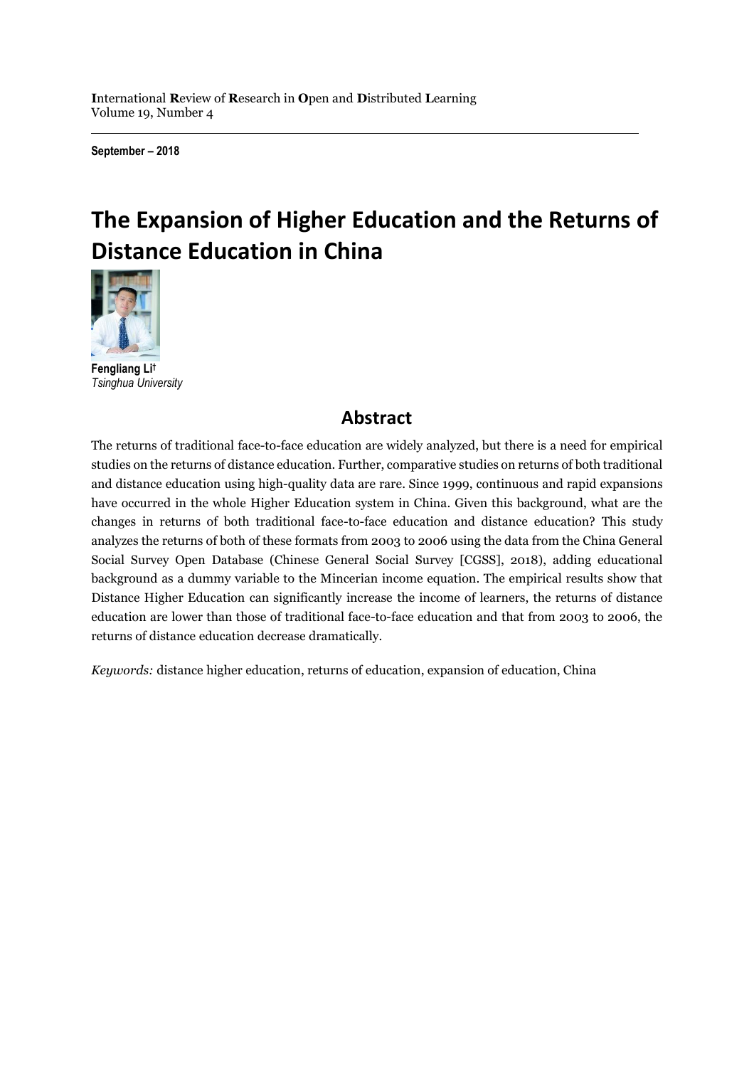**I**nternational **R**eview of **R**esearch in **O**pen and **D**istributed **L**earning
Volume 19, Number 4

**September – 2018**

# The Expansion of Higher Education and the Returns of Distance Education in China

**Fengliang Li†**
*Tsinghua University*

## Abstract

The returns of traditional face-to-face education are widely analyzed, but there is a need for empirical studies on the returns of distance education. Further, comparative studies on returns of both traditional and distance education using high-quality data are rare. Since 1999, continuous and rapid expansions have occurred in the whole Higher Education system in China. Given this background, what are the changes in returns of both traditional face-to-face education and distance education? This study analyzes the returns of both of these formats from 2003 to 2006 using the data from the China General Social Survey Open Database (Chinese General Social Survey [CGSS], 2018), adding educational background as a dummy variable to the Mincerian income equation. The empirical results show that Distance Higher Education can significantly increase the income of learners, the returns of distance education are lower than those of traditional face-to-face education and that from 2003 to 2006, the returns of distance education decrease dramatically.

*Keywords:* distance higher education, returns of education, expansion of education, China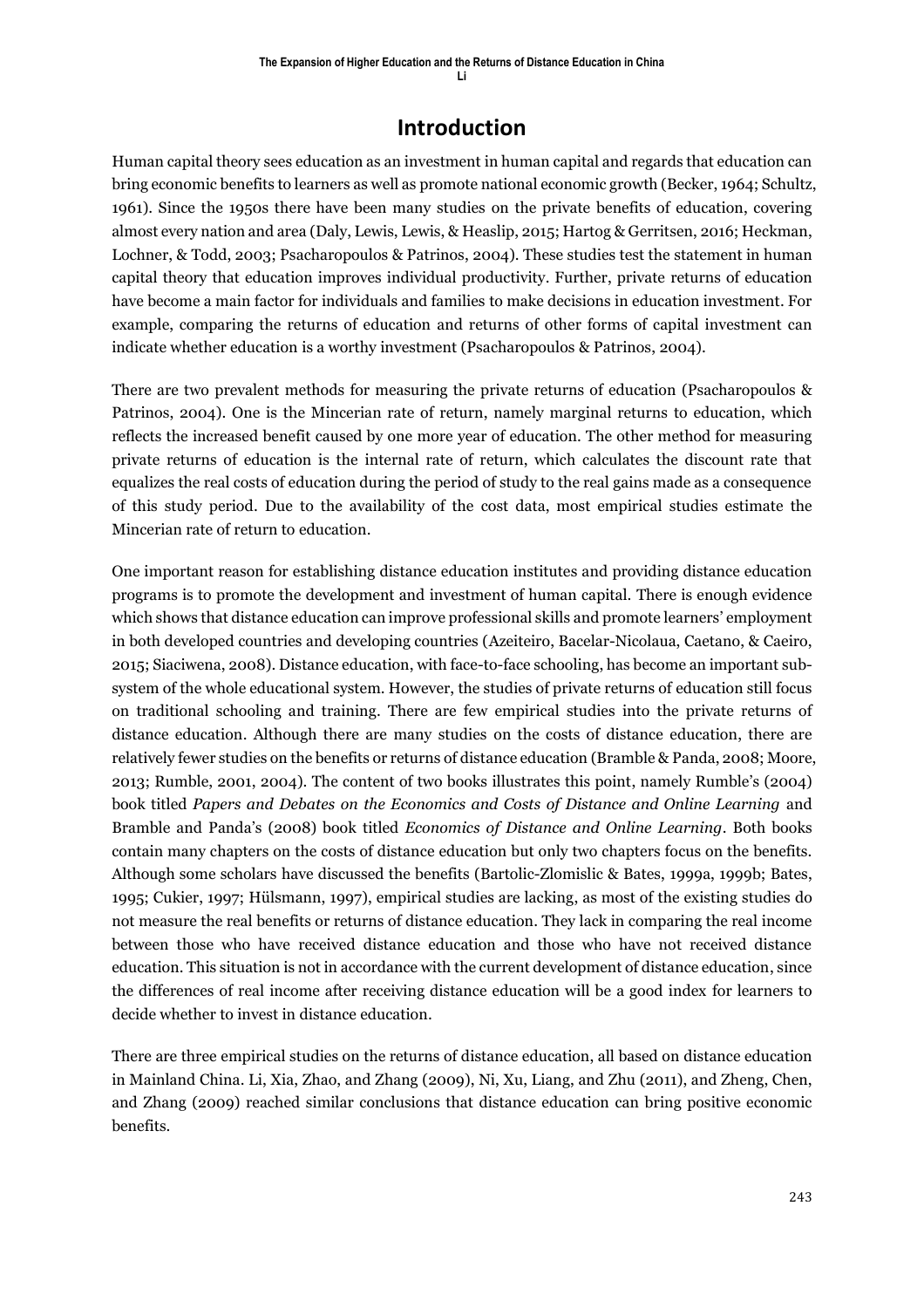## Introduction

Human capital theory sees education as an investment in human capital and regards that education can bring economic benefits to learners as well as promote national economic growth (Becker, 1964; Schultz, 1961). Since the 1950s there have been many studies on the private benefits of education, covering almost every nation and area (Daly, Lewis, Lewis, & Heaslip, 2015; Hartog & Gerritsen, 2016; Heckman, Lochner, & Todd, 2003; Psacharopoulos & Patrinos, 2004). These studies test the statement in human capital theory that education improves individual productivity. Further, private returns of education have become a main factor for individuals and families to make decisions in education investment. For example, comparing the returns of education and returns of other forms of capital investment can indicate whether education is a worthy investment (Psacharopoulos & Patrinos, 2004).

There are two prevalent methods for measuring the private returns of education (Psacharopoulos & Patrinos, 2004). One is the Mincerian rate of return, namely marginal returns to education, which reflects the increased benefit caused by one more year of education. The other method for measuring private returns of education is the internal rate of return, which calculates the discount rate that equalizes the real costs of education during the period of study to the real gains made as a consequence of this study period. Due to the availability of the cost data, most empirical studies estimate the Mincerian rate of return to education.

One important reason for establishing distance education institutes and providing distance education programs is to promote the development and investment of human capital. There is enough evidence which shows that distance education can improve professional skills and promote learners' employment in both developed countries and developing countries (Azeiteiro, Bacelar-Nicolaua, Caetano, & Caeiro, 2015; Siaciwena, 2008). Distance education, with face-to-face schooling, has become an important sub-system of the whole educational system. However, the studies of private returns of education still focus on traditional schooling and training. There are few empirical studies into the private returns of distance education. Although there are many studies on the costs of distance education, there are relatively fewer studies on the benefits or returns of distance education (Bramble & Panda, 2008; Moore, 2013; Rumble, 2001, 2004). The content of two books illustrates this point, namely Rumble's (2004) book titled *Papers and Debates on the Economics and Costs of Distance and Online Learning* and Bramble and Panda's (2008) book titled *Economics of Distance and Online Learning*. Both books contain many chapters on the costs of distance education but only two chapters focus on the benefits. Although some scholars have discussed the benefits (Bartolic-Zlomislic & Bates, 1999a, 1999b; Bates, 1995; Cukier, 1997; Hülsmann, 1997), empirical studies are lacking, as most of the existing studies do not measure the real benefits or returns of distance education. They lack in comparing the real income between those who have received distance education and those who have not received distance education. This situation is not in accordance with the current development of distance education, since the differences of real income after receiving distance education will be a good index for learners to decide whether to invest in distance education.

There are three empirical studies on the returns of distance education, all based on distance education in Mainland China. Li, Xia, Zhao, and Zhang (2009), Ni, Xu, Liang, and Zhu (2011), and Zheng, Chen, and Zhang (2009) reached similar conclusions that distance education can bring positive economic benefits.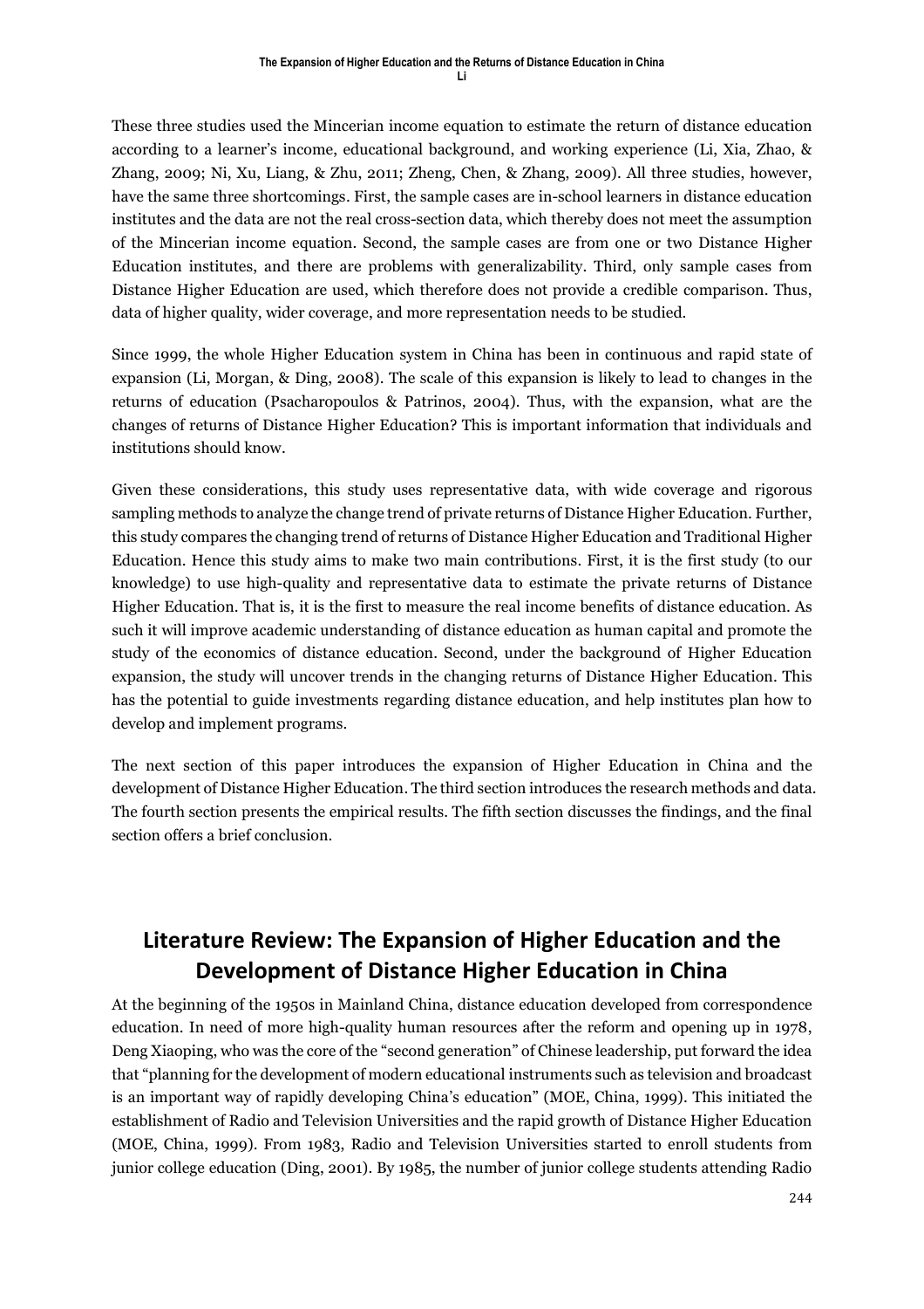These three studies used the Mincerian income equation to estimate the return of distance education according to a learner's income, educational background, and working experience (Li, Xia, Zhao, & Zhang, 2009; Ni, Xu, Liang, & Zhu, 2011; Zheng, Chen, & Zhang, 2009). All three studies, however, have the same three shortcomings. First, the sample cases are in-school learners in distance education institutes and the data are not the real cross-section data, which thereby does not meet the assumption of the Mincerian income equation. Second, the sample cases are from one or two Distance Higher Education institutes, and there are problems with generalizability. Third, only sample cases from Distance Higher Education are used, which therefore does not provide a credible comparison. Thus, data of higher quality, wider coverage, and more representation needs to be studied.

Since 1999, the whole Higher Education system in China has been in continuous and rapid state of expansion (Li, Morgan, & Ding, 2008). The scale of this expansion is likely to lead to changes in the returns of education (Psacharopoulos & Patrinos, 2004). Thus, with the expansion, what are the changes of returns of Distance Higher Education? This is important information that individuals and institutions should know.

Given these considerations, this study uses representative data, with wide coverage and rigorous sampling methods to analyze the change trend of private returns of Distance Higher Education. Further, this study compares the changing trend of returns of Distance Higher Education and Traditional Higher Education. Hence this study aims to make two main contributions. First, it is the first study (to our knowledge) to use high-quality and representative data to estimate the private returns of Distance Higher Education. That is, it is the first to measure the real income benefits of distance education. As such it will improve academic understanding of distance education as human capital and promote the study of the economics of distance education. Second, under the background of Higher Education expansion, the study will uncover trends in the changing returns of Distance Higher Education. This has the potential to guide investments regarding distance education, and help institutes plan how to develop and implement programs.

The next section of this paper introduces the expansion of Higher Education in China and the development of Distance Higher Education. The third section introduces the research methods and data. The fourth section presents the empirical results. The fifth section discusses the findings, and the final section offers a brief conclusion.

## Literature Review: The Expansion of Higher Education and the Development of Distance Higher Education in China

At the beginning of the 1950s in Mainland China, distance education developed from correspondence education. In need of more high-quality human resources after the reform and opening up in 1978, Deng Xiaoping, who was the core of the "second generation" of Chinese leadership, put forward the idea that "planning for the development of modern educational instruments such as television and broadcast is an important way of rapidly developing China's education" (MOE, China, 1999). This initiated the establishment of Radio and Television Universities and the rapid growth of Distance Higher Education (MOE, China, 1999). From 1983, Radio and Television Universities started to enroll students from junior college education (Ding, 2001). By 1985, the number of junior college students attending Radio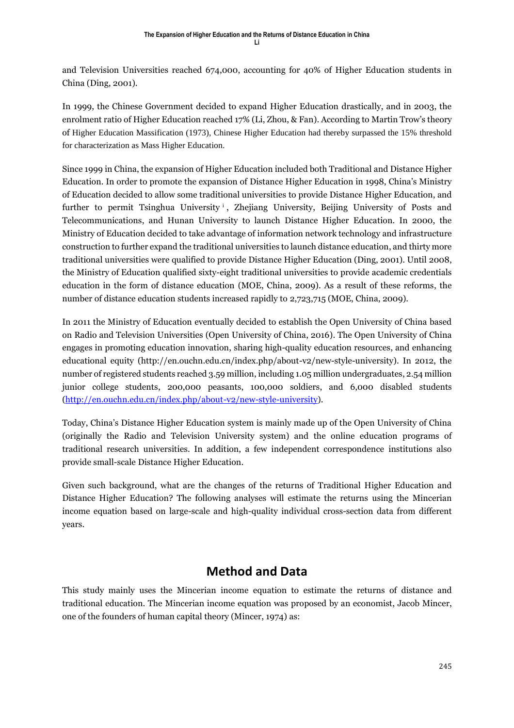and Television Universities reached 674,000, accounting for 40% of Higher Education students in China (Ding, 2001).

In 1999, the Chinese Government decided to expand Higher Education drastically, and in 2003, the enrolment ratio of Higher Education reached 17% (Li, Zhou, & Fan). According to Martin Trow's theory of Higher Education Massification (1973), Chinese Higher Education had thereby surpassed the 15% threshold for characterization as Mass Higher Education.

Since 1999 in China, the expansion of Higher Education included both Traditional and Distance Higher Education. In order to promote the expansion of Distance Higher Education in 1998, China's Ministry of Education decided to allow some traditional universities to provide Distance Higher Education, and further to permit Tsinghua University [i], Zhejiang University, Beijing University of Posts and Telecommunications, and Hunan University to launch Distance Higher Education. In 2000, the Ministry of Education decided to take advantage of information network technology and infrastructure construction to further expand the traditional universities to launch distance education, and thirty more traditional universities were qualified to provide Distance Higher Education (Ding, 2001). Until 2008, the Ministry of Education qualified sixty-eight traditional universities to provide academic credentials education in the form of distance education (MOE, China, 2009). As a result of these reforms, the number of distance education students increased rapidly to 2,723,715 (MOE, China, 2009).

In 2011 the Ministry of Education eventually decided to establish the Open University of China based on Radio and Television Universities (Open University of China, 2016). The Open University of China engages in promoting education innovation, sharing high-quality education resources, and enhancing educational equity (http://en.ouchn.edu.cn/index.php/about-v2/new-style-university). In 2012, the number of registered students reached 3.59 million, including 1.05 million undergraduates, 2.54 million junior college students, 200,000 peasants, 100,000 soldiers, and 6,000 disabled students (http://en.ouchn.edu.cn/index.php/about-v2/new-style-university).

Today, China's Distance Higher Education system is mainly made up of the Open University of China (originally the Radio and Television University system) and the online education programs of traditional research universities. In addition, a few independent correspondence institutions also provide small-scale Distance Higher Education.

Given such background, what are the changes of the returns of Traditional Higher Education and Distance Higher Education? The following analyses will estimate the returns using the Mincerian income equation based on large-scale and high-quality individual cross-section data from different years.

## Method and Data

This study mainly uses the Mincerian income equation to estimate the returns of distance and traditional education. The Mincerian income equation was proposed by an economist, Jacob Mincer, one of the founders of human capital theory (Mincer, 1974) as: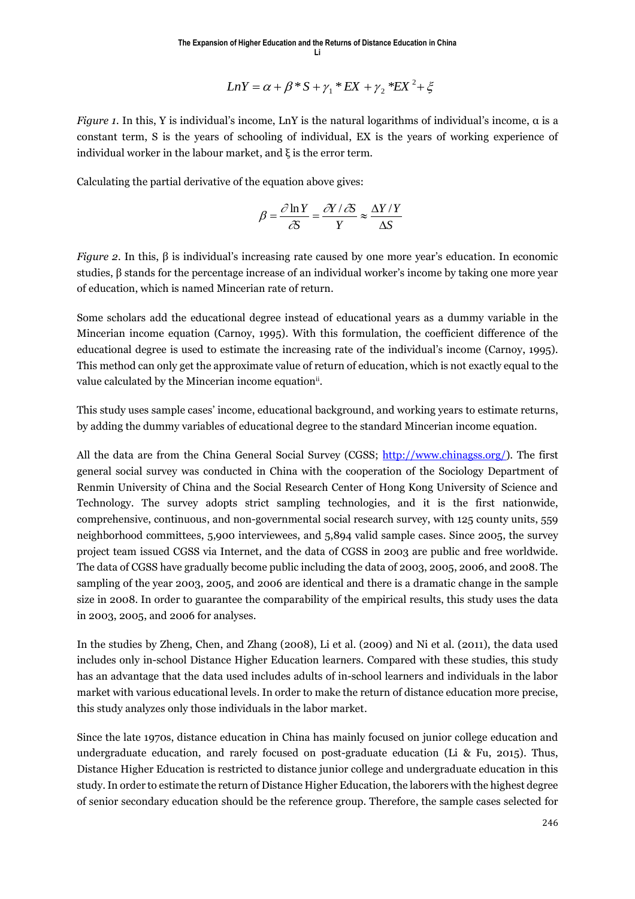$$LnY = \alpha + \beta * S + \gamma_1 * EX + \gamma_2 * EX^2 + \xi$$

*Figure 1.* In this, Y is individual's income, LnY is the natural logarithms of individual's income, α is a constant term, S is the years of schooling of individual, EX is the years of working experience of individual worker in the labour market, and ξ is the error term.

Calculating the partial derivative of the equation above gives:

$$\beta = \frac{\partial \ln Y}{\partial S} = \frac{\partial Y / \partial S}{Y} \approx \frac{\Delta Y / Y}{\Delta S}$$

*Figure 2.* In this, β is individual's increasing rate caused by one more year's education. In economic studies, β stands for the percentage increase of an individual worker's income by taking one more year of education, which is named Mincerian rate of return.

Some scholars add the educational degree instead of educational years as a dummy variable in the Mincerian income equation (Carnoy, 1995). With this formulation, the coefficient difference of the educational degree is used to estimate the increasing rate of the individual's income (Carnoy, 1995). This method can only get the approximate value of return of education, which is not exactly equal to the value calculated by the Mincerian income equation[ii].

This study uses sample cases' income, educational background, and working years to estimate returns, by adding the dummy variables of educational degree to the standard Mincerian income equation.

All the data are from the China General Social Survey (CGSS; http://www.chinagss.org/). The first general social survey was conducted in China with the cooperation of the Sociology Department of Renmin University of China and the Social Research Center of Hong Kong University of Science and Technology. The survey adopts strict sampling technologies, and it is the first nationwide, comprehensive, continuous, and non-governmental social research survey, with 125 county units, 559 neighborhood committees, 5,900 interviewees, and 5,894 valid sample cases. Since 2005, the survey project team issued CGSS via Internet, and the data of CGSS in 2003 are public and free worldwide. The data of CGSS have gradually become public including the data of 2003, 2005, 2006, and 2008. The sampling of the year 2003, 2005, and 2006 are identical and there is a dramatic change in the sample size in 2008. In order to guarantee the comparability of the empirical results, this study uses the data in 2003, 2005, and 2006 for analyses.

In the studies by Zheng, Chen, and Zhang (2008), Li et al. (2009) and Ni et al. (2011), the data used includes only in-school Distance Higher Education learners. Compared with these studies, this study has an advantage that the data used includes adults of in-school learners and individuals in the labor market with various educational levels. In order to make the return of distance education more precise, this study analyzes only those individuals in the labor market.

Since the late 1970s, distance education in China has mainly focused on junior college education and undergraduate education, and rarely focused on post-graduate education (Li & Fu, 2015). Thus, Distance Higher Education is restricted to distance junior college and undergraduate education in this study. In order to estimate the return of Distance Higher Education, the laborers with the highest degree of senior secondary education should be the reference group. Therefore, the sample cases selected for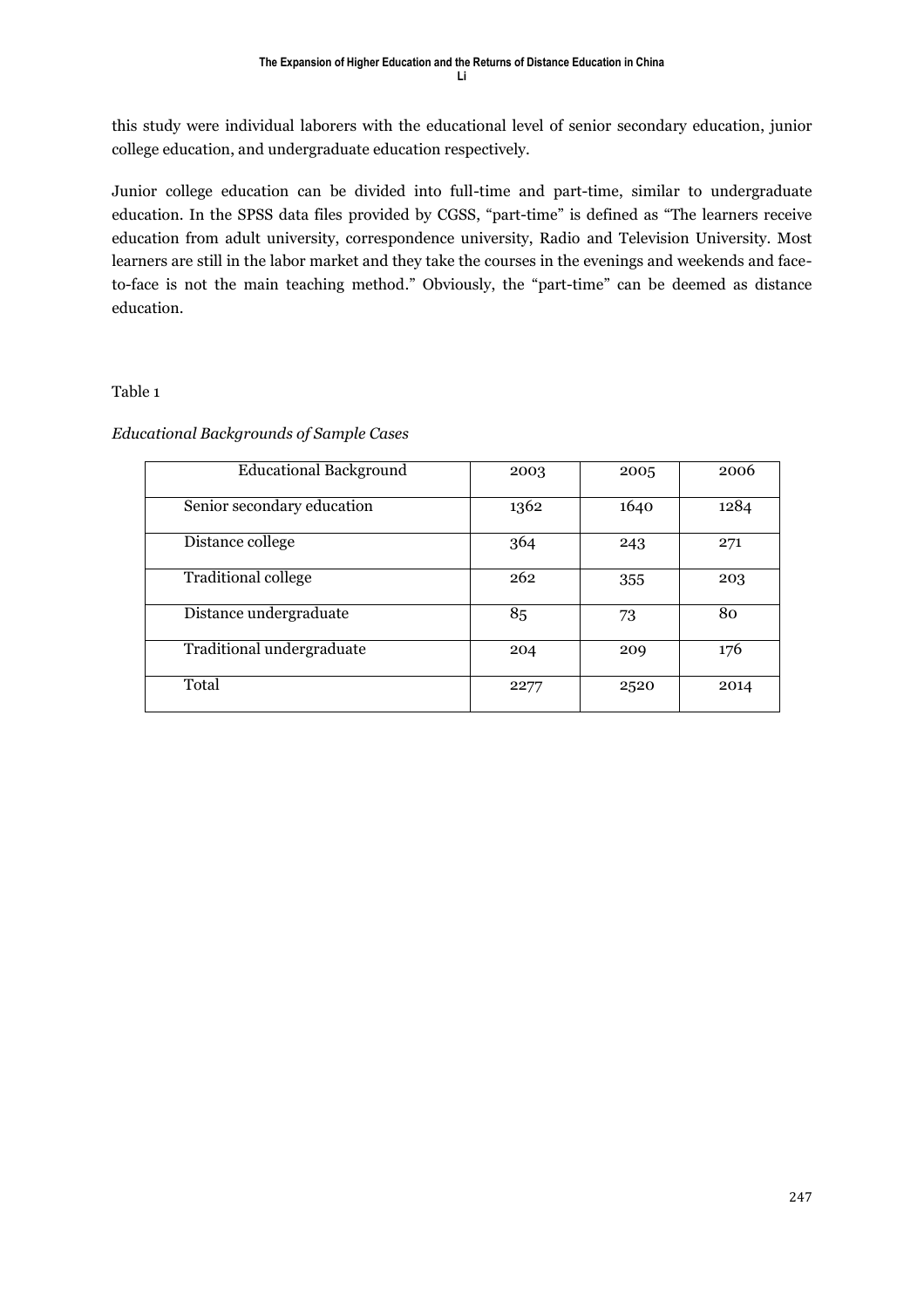this study were individual laborers with the educational level of senior secondary education, junior college education, and undergraduate education respectively.

Junior college education can be divided into full-time and part-time, similar to undergraduate education. In the SPSS data files provided by CGSS, "part-time" is defined as "The learners receive education from adult university, correspondence university, Radio and Television University. Most learners are still in the labor market and they take the courses in the evenings and weekends and face-to-face is not the main teaching method." Obviously, the "part-time" can be deemed as distance education.

Table 1

*Educational Backgrounds of Sample Cases*

| Educational Background | 2003 | 2005 | 2006 |
|---|---|---|---|
| Senior secondary education | 1362 | 1640 | 1284 |
| Distance college | 364 | 243 | 271 |
| Traditional college | 262 | 355 | 203 |
| Distance undergraduate | 85 | 73 | 80 |
| Traditional undergraduate | 204 | 209 | 176 |
| Total | 2277 | 2520 | 2014 |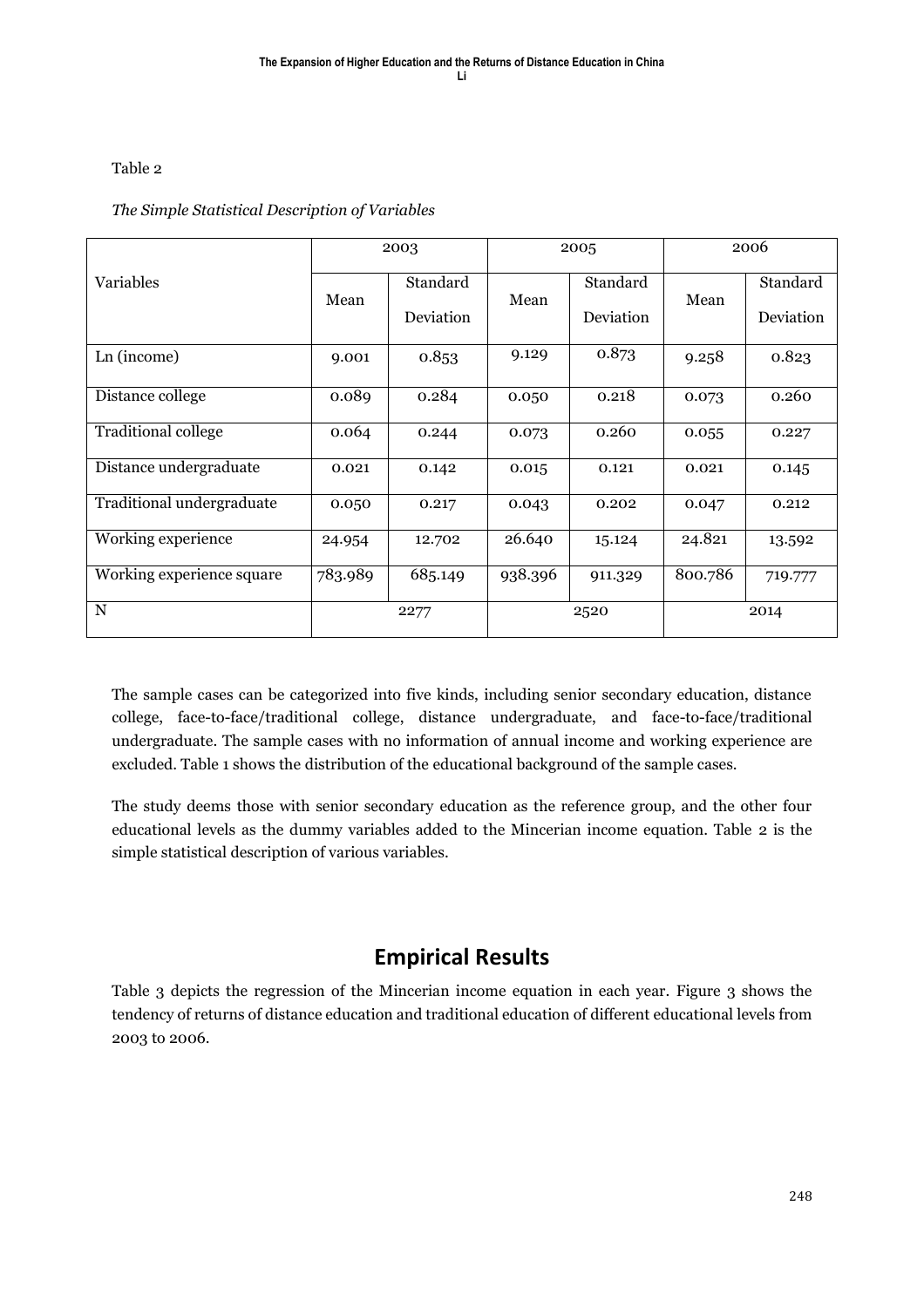Table 2

*The Simple Statistical Description of Variables*

| Variables | 2003 | | 2005 | | 2006 | |
|---|---|---|---|---|---|---|
| | Mean | Standard Deviation | Mean | Standard Deviation | Mean | Standard Deviation |
| Ln (income) | 9.001 | 0.853 | 9.129 | 0.873 | 9.258 | 0.823 |
| Distance college | 0.089 | 0.284 | 0.050 | 0.218 | 0.073 | 0.260 |
| Traditional college | 0.064 | 0.244 | 0.073 | 0.260 | 0.055 | 0.227 |
| Distance undergraduate | 0.021 | 0.142 | 0.015 | 0.121 | 0.021 | 0.145 |
| Traditional undergraduate | 0.050 | 0.217 | 0.043 | 0.202 | 0.047 | 0.212 |
| Working experience | 24.954 | 12.702 | 26.640 | 15.124 | 24.821 | 13.592 |
| Working experience square | 783.989 | 685.149 | 938.396 | 911.329 | 800.786 | 719.777 |
| N | 2277 | | 2520 | | 2014 | |

The sample cases can be categorized into five kinds, including senior secondary education, distance college, face-to-face/traditional college, distance undergraduate, and face-to-face/traditional undergraduate. The sample cases with no information of annual income and working experience are excluded. Table 1 shows the distribution of the educational background of the sample cases.

The study deems those with senior secondary education as the reference group, and the other four educational levels as the dummy variables added to the Mincerian income equation. Table 2 is the simple statistical description of various variables.

## Empirical Results

Table 3 depicts the regression of the Mincerian income equation in each year. Figure 3 shows the tendency of returns of distance education and traditional education of different educational levels from 2003 to 2006.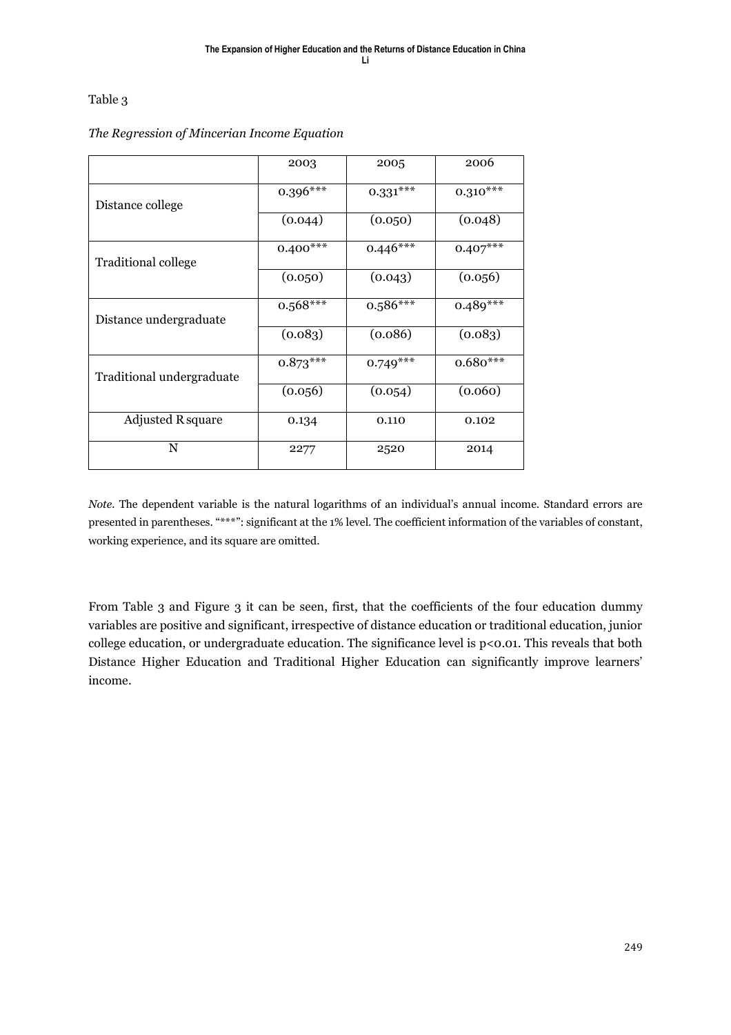Table 3

*The Regression of Mincerian Income Equation*

| | 2003 | 2005 | 2006 |
|---|---|---|---|
| Distance college | 0.396*** | 0.331*** | 0.310*** |
| | (0.044) | (0.050) | (0.048) |
| Traditional college | 0.400*** | 0.446*** | 0.407*** |
| | (0.050) | (0.043) | (0.056) |
| Distance undergraduate | 0.568*** | 0.586*** | 0.489*** |
| | (0.083) | (0.086) | (0.083) |
| Traditional undergraduate | 0.873*** | 0.749*** | 0.680*** |
| | (0.056) | (0.054) | (0.060) |
| Adjusted R square | 0.134 | 0.110 | 0.102 |
| N | 2277 | 2520 | 2014 |

*Note.* The dependent variable is the natural logarithms of an individual's annual income. Standard errors are presented in parentheses. "***": significant at the 1% level. The coefficient information of the variables of constant, working experience, and its square are omitted.

From Table 3 and Figure 3 it can be seen, first, that the coefficients of the four education dummy variables are positive and significant, irrespective of distance education or traditional education, junior college education, or undergraduate education. The significance level is $p<0.01$. This reveals that both Distance Higher Education and Traditional Higher Education can significantly improve learners' income.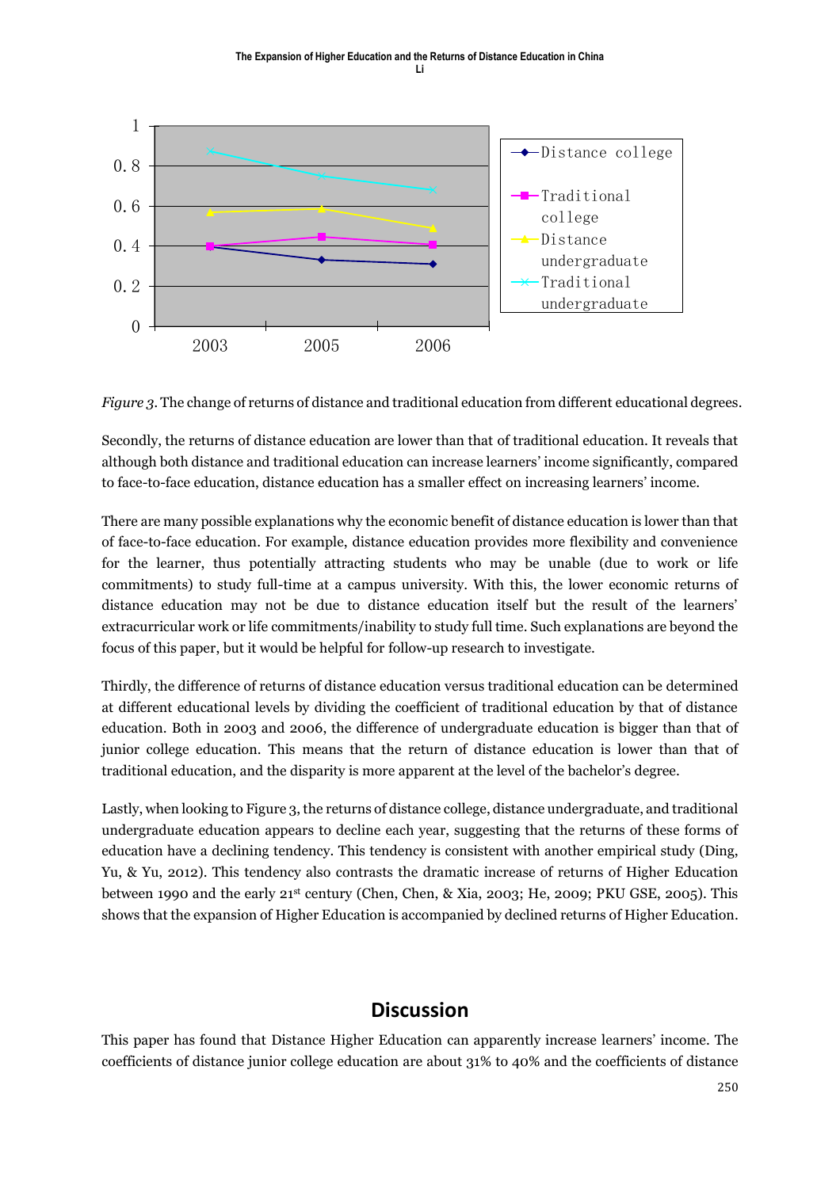*Figure 3.* The change of returns of distance and traditional education from different educational degrees.

Secondly, the returns of distance education are lower than that of traditional education. It reveals that although both distance and traditional education can increase learners' income significantly, compared to face-to-face education, distance education has a smaller effect on increasing learners' income.

There are many possible explanations why the economic benefit of distance education is lower than that of face-to-face education. For example, distance education provides more flexibility and convenience for the learner, thus potentially attracting students who may be unable (due to work or life commitments) to study full-time at a campus university. With this, the lower economic returns of distance education may not be due to distance education itself but the result of the learners' extracurricular work or life commitments/inability to study full time. Such explanations are beyond the focus of this paper, but it would be helpful for follow-up research to investigate.

Thirdly, the difference of returns of distance education versus traditional education can be determined at different educational levels by dividing the coefficient of traditional education by that of distance education. Both in 2003 and 2006, the difference of undergraduate education is bigger than that of junior college education. This means that the return of distance education is lower than that of traditional education, and the disparity is more apparent at the level of the bachelor's degree.

Lastly, when looking to Figure 3, the returns of distance college, distance undergraduate, and traditional undergraduate education appears to decline each year, suggesting that the returns of these forms of education have a declining tendency. This tendency is consistent with another empirical study (Ding, Yu, & Yu, 2012). This tendency also contrasts the dramatic increase of returns of Higher Education between 1990 and the early 21st century (Chen, Chen, & Xia, 2003; He, 2009; PKU GSE, 2005). This shows that the expansion of Higher Education is accompanied by declined returns of Higher Education.

## Discussion

This paper has found that Distance Higher Education can apparently increase learners' income. The coefficients of distance junior college education are about 31% to 40% and the coefficients of distance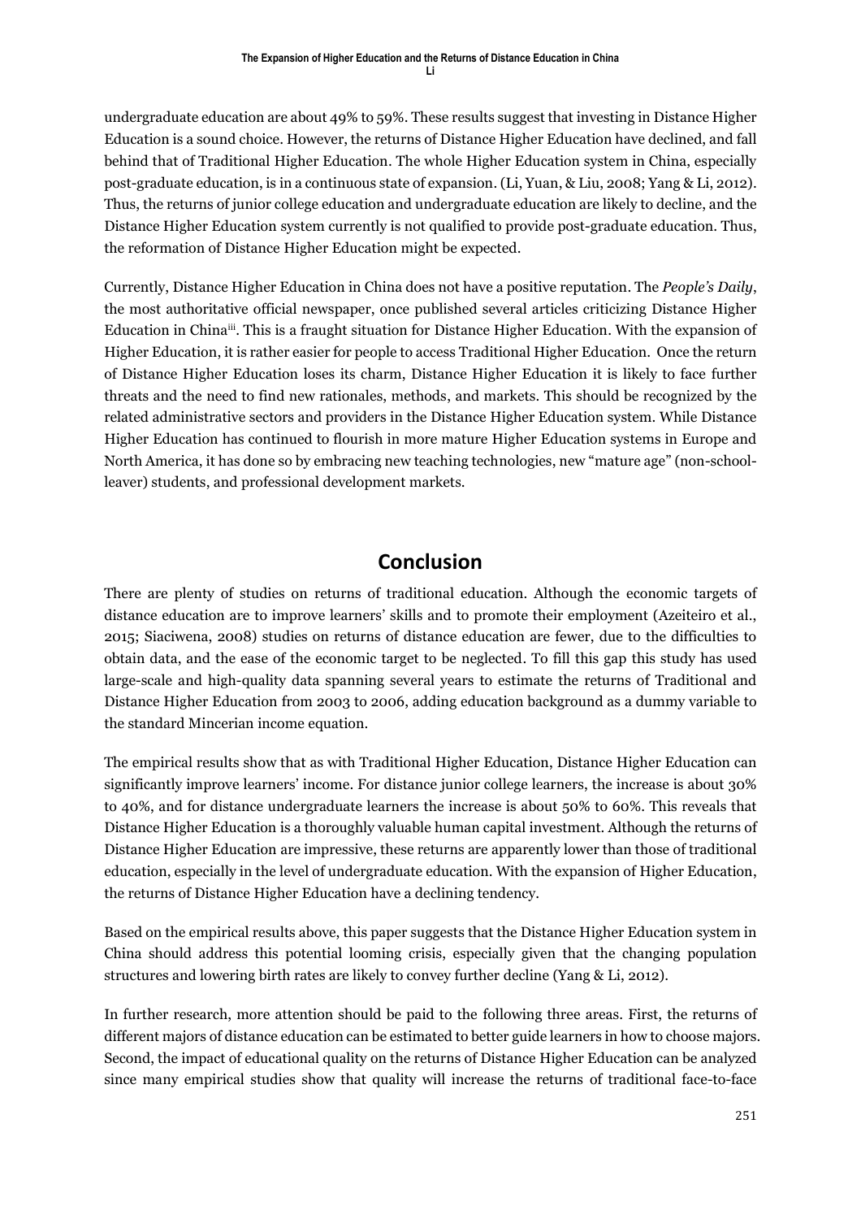undergraduate education are about 49% to 59%. These results suggest that investing in Distance Higher Education is a sound choice. However, the returns of Distance Higher Education have declined, and fall behind that of Traditional Higher Education. The whole Higher Education system in China, especially post-graduate education, is in a continuous state of expansion. (Li, Yuan, & Liu, 2008; Yang & Li, 2012). Thus, the returns of junior college education and undergraduate education are likely to decline, and the Distance Higher Education system currently is not qualified to provide post-graduate education. Thus, the reformation of Distance Higher Education might be expected.

Currently, Distance Higher Education in China does not have a positive reputation. The *People's Daily*, the most authoritative official newspaper, once published several articles criticizing Distance Higher Education in China[iii]. This is a fraught situation for Distance Higher Education. With the expansion of Higher Education, it is rather easier for people to access Traditional Higher Education. Once the return of Distance Higher Education loses its charm, Distance Higher Education it is likely to face further threats and the need to find new rationales, methods, and markets. This should be recognized by the related administrative sectors and providers in the Distance Higher Education system. While Distance Higher Education has continued to flourish in more mature Higher Education systems in Europe and North America, it has done so by embracing new teaching technologies, new "mature age" (non-school-leaver) students, and professional development markets.

## Conclusion

There are plenty of studies on returns of traditional education. Although the economic targets of distance education are to improve learners' skills and to promote their employment (Azeiteiro et al., 2015; Siaciwena, 2008) studies on returns of distance education are fewer, due to the difficulties to obtain data, and the ease of the economic target to be neglected. To fill this gap this study has used large-scale and high-quality data spanning several years to estimate the returns of Traditional and Distance Higher Education from 2003 to 2006, adding education background as a dummy variable to the standard Mincerian income equation.

The empirical results show that as with Traditional Higher Education, Distance Higher Education can significantly improve learners' income. For distance junior college learners, the increase is about 30% to 40%, and for distance undergraduate learners the increase is about 50% to 60%. This reveals that Distance Higher Education is a thoroughly valuable human capital investment. Although the returns of Distance Higher Education are impressive, these returns are apparently lower than those of traditional education, especially in the level of undergraduate education. With the expansion of Higher Education, the returns of Distance Higher Education have a declining tendency.

Based on the empirical results above, this paper suggests that the Distance Higher Education system in China should address this potential looming crisis, especially given that the changing population structures and lowering birth rates are likely to convey further decline (Yang & Li, 2012).

In further research, more attention should be paid to the following three areas. First, the returns of different majors of distance education can be estimated to better guide learners in how to choose majors. Second, the impact of educational quality on the returns of Distance Higher Education can be analyzed since many empirical studies show that quality will increase the returns of traditional face-to-face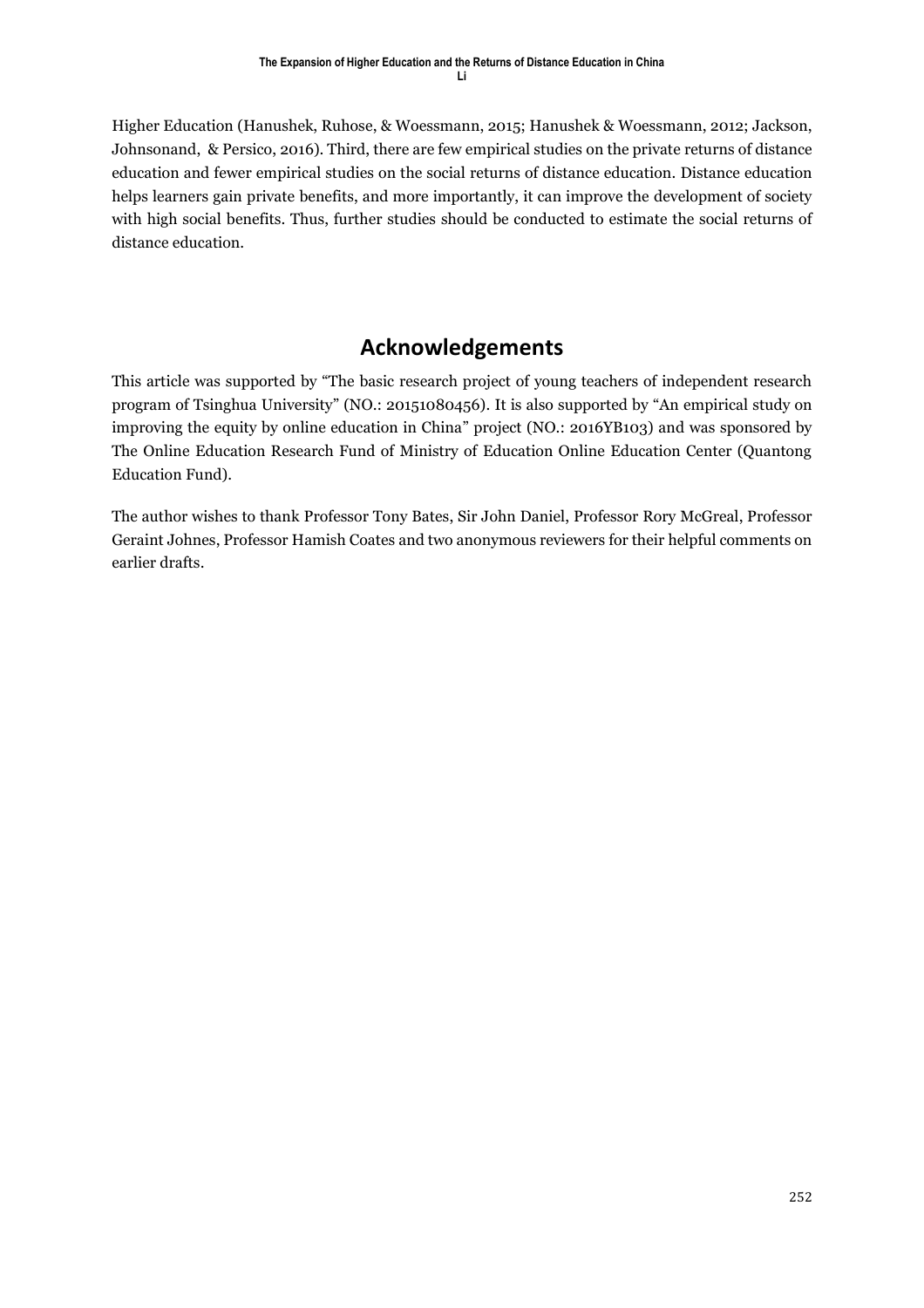Higher Education (Hanushek, Ruhose, & Woessmann, 2015; Hanushek & Woessmann, 2012; Jackson, Johnsonand, & Persico, 2016). Third, there are few empirical studies on the private returns of distance education and fewer empirical studies on the social returns of distance education. Distance education helps learners gain private benefits, and more importantly, it can improve the development of society with high social benefits. Thus, further studies should be conducted to estimate the social returns of distance education.

## Acknowledgements

This article was supported by "The basic research project of young teachers of independent research program of Tsinghua University" (NO.: 20151080456). It is also supported by "An empirical study on improving the equity by online education in China" project (NO.: 2016YB103) and was sponsored by The Online Education Research Fund of Ministry of Education Online Education Center (Quantong Education Fund).

The author wishes to thank Professor Tony Bates, Sir John Daniel, Professor Rory McGreal, Professor Geraint Johnes, Professor Hamish Coates and two anonymous reviewers for their helpful comments on earlier drafts.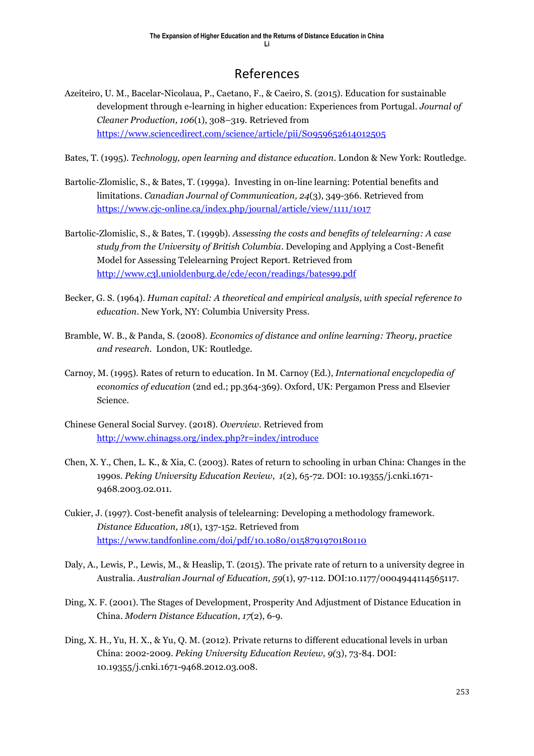# References

Azeiteiro, U. M., Bacelar-Nicolaua, P., Caetano, F., & Caeiro, S. (2015). Education for sustainable development through e-learning in higher education: Experiences from Portugal. *Journal of Cleaner Production, 106*(1), 308–319. Retrieved from https://www.sciencedirect.com/science/article/pii/S0959652614012505

Bates, T. (1995). *Technology, open learning and distance education*. London & New York: Routledge.

Bartolic-Zlomislic, S., & Bates, T. (1999a). Investing in on-line learning: Potential benefits and limitations. *Canadian Journal of Communication, 24*(3), 349-366. Retrieved from https://www.cjc-online.ca/index.php/journal/article/view/1111/1017

Bartolic-Zlomislic, S., & Bates, T. (1999b). *Assessing the costs and benefits of telelearning: A case study from the University of British Columbia*. Developing and Applying a Cost-Benefit Model for Assessing Telelearning Project Report. Retrieved from http://www.c3l.unioldenburg.de/cde/econ/readings/bates99.pdf

Becker, G. S. (1964). *Human capital: A theoretical and empirical analysis, with special reference to education*. New York, NY: Columbia University Press.

Bramble, W. B., & Panda, S. (2008). *Economics of distance and online learning: Theory, practice and research*. London, UK: Routledge.

Carnoy, M. (1995). Rates of return to education. In M. Carnoy (Ed.), *International encyclopedia of economics of education* (2nd ed.; pp.364-369). Oxford, UK: Pergamon Press and Elsevier Science.

Chinese General Social Survey. (2018). *Overview*. Retrieved from http://www.chinagss.org/index.php?r=index/introduce

Chen, X. Y., Chen, L. K., & Xia, C. (2003). Rates of return to schooling in urban China: Changes in the 1990s. *Peking University Education Review*, *1*(2), 65-72. DOI: 10.19355/j.cnki.1671-9468.2003.02.011.

Cukier, J. (1997). Cost-benefit analysis of telelearning: Developing a methodology framework. *Distance Education, 18*(1), 137-152. Retrieved from https://www.tandfonline.com/doi/pdf/10.1080/0158791970180110

Daly, A., Lewis, P., Lewis, M., & Heaslip, T. (2015). The private rate of return to a university degree in Australia. *Australian Journal of Education, 59*(1), 97-112. DOI:10.1177/0004944114565117.

Ding, X. F. (2001). The Stages of Development, Prosperity And Adjustment of Distance Education in China. *Modern Distance Education, 17*(2), 6-9.

Ding, X. H., Yu, H. X., & Yu, Q. M. (2012). Private returns to different educational levels in urban China: 2002-2009. *Peking University Education Review, 9*(3), 73-84. DOI: 10.19355/j.cnki.1671-9468.2012.03.008.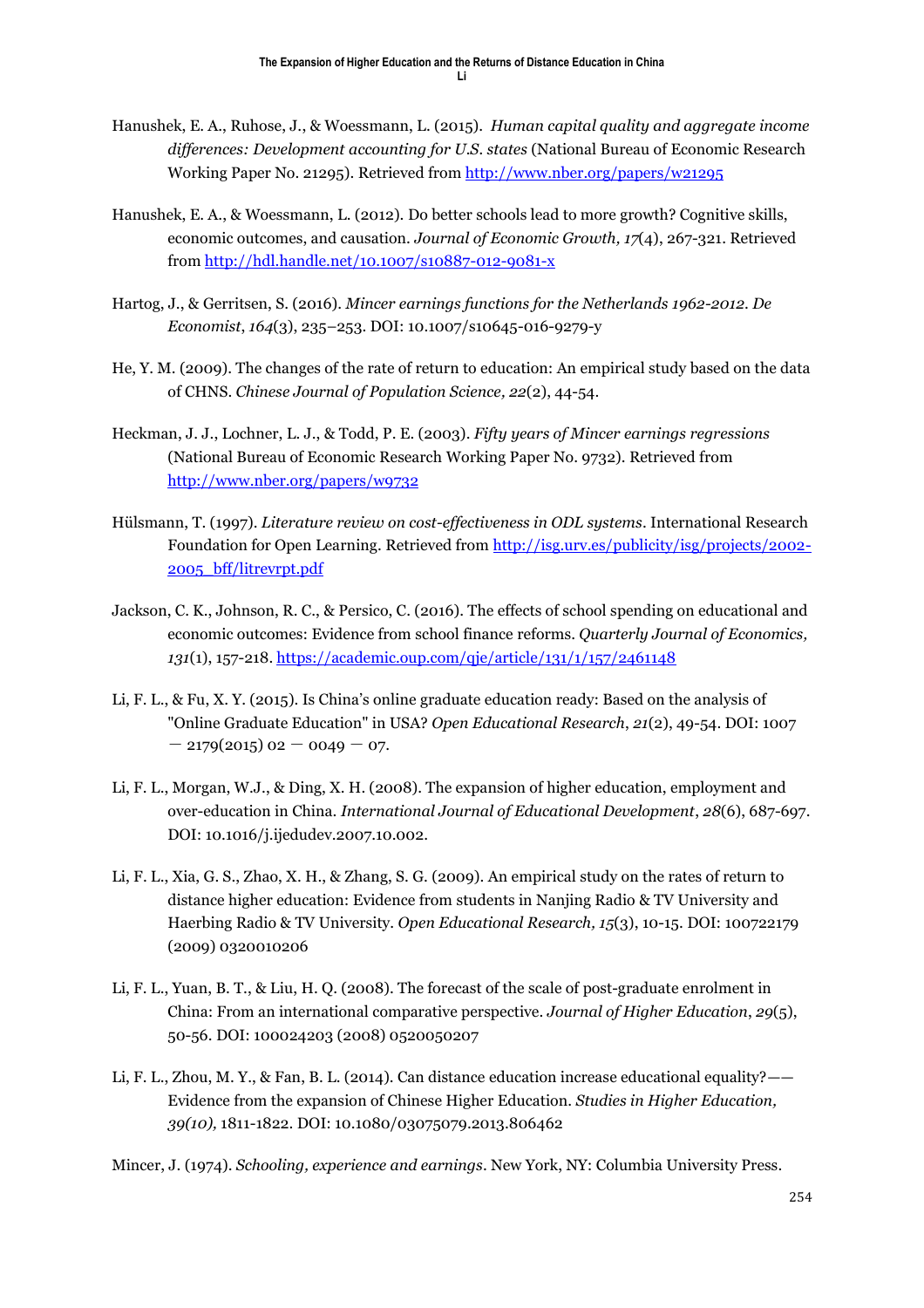Hanushek, E. A., Ruhose, J., & Woessmann, L. (2015). *Human capital quality and aggregate income differences: Development accounting for U.S. states* (National Bureau of Economic Research Working Paper No. 21295). Retrieved from http://www.nber.org/papers/w21295

Hanushek, E. A., & Woessmann, L. (2012). Do better schools lead to more growth? Cognitive skills, economic outcomes, and causation. *Journal of Economic Growth, 17*(4), 267-321. Retrieved from http://hdl.handle.net/10.1007/s10887-012-9081-x

Hartog, J., & Gerritsen, S. (2016). *Mincer earnings functions for the Netherlands 1962-2012*. *De Economist*, *164*(3), 235–253. DOI: 10.1007/s10645-016-9279-y

He, Y. M. (2009). The changes of the rate of return to education: An empirical study based on the data of CHNS. *Chinese Journal of Population Science, 22*(2), 44-54.

Heckman, J. J., Lochner, L. J., & Todd, P. E. (2003). *Fifty years of Mincer earnings regressions* (National Bureau of Economic Research Working Paper No. 9732). Retrieved from http://www.nber.org/papers/w9732

Hülsmann, T. (1997). *Literature review on cost-effectiveness in ODL systems*. International Research Foundation for Open Learning. Retrieved from http://isg.urv.es/publicity/isg/projects/2002-2005_bff/litrevrpt.pdf

Jackson, C. K., Johnson, R. C., & Persico, C. (2016). The effects of school spending on educational and economic outcomes: Evidence from school finance reforms. *Quarterly Journal of Economics, 131*(1), 157-218. https://academic.oup.com/qje/article/131/1/157/2461148

Li, F. L., & Fu, X. Y. (2015). Is China's online graduate education ready: Based on the analysis of "Online Graduate Education" in USA? *Open Educational Research*, *21*(2), 49-54. DOI: 1007 — 2179(2015) 02 — 0049 — 07.

Li, F. L., Morgan, W.J., & Ding, X. H. (2008). The expansion of higher education, employment and over-education in China. *International Journal of Educational Development*, *28*(6), 687-697. DOI: 10.1016/j.ijedudev.2007.10.002.

Li, F. L., Xia, G. S., Zhao, X. H., & Zhang, S. G. (2009). An empirical study on the rates of return to distance higher education: Evidence from students in Nanjing Radio & TV University and Haerbing Radio & TV University. *Open Educational Research, 15*(3), 10-15. DOI: 100722179 (2009) 0320010206

Li, F. L., Yuan, B. T., & Liu, H. Q. (2008). The forecast of the scale of post-graduate enrolment in China: From an international comparative perspective. *Journal of Higher Education*, *29*(5), 50-56. DOI: 100024203 (2008) 0520050207

Li, F. L., Zhou, M. Y., & Fan, B. L. (2014). Can distance education increase educational equality?—— Evidence from the expansion of Chinese Higher Education. *Studies in Higher Education, 39(10),* 1811-1822. DOI: 10.1080/03075079.2013.806462

Mincer, J. (1974). *Schooling, experience and earnings*. New York, NY: Columbia University Press.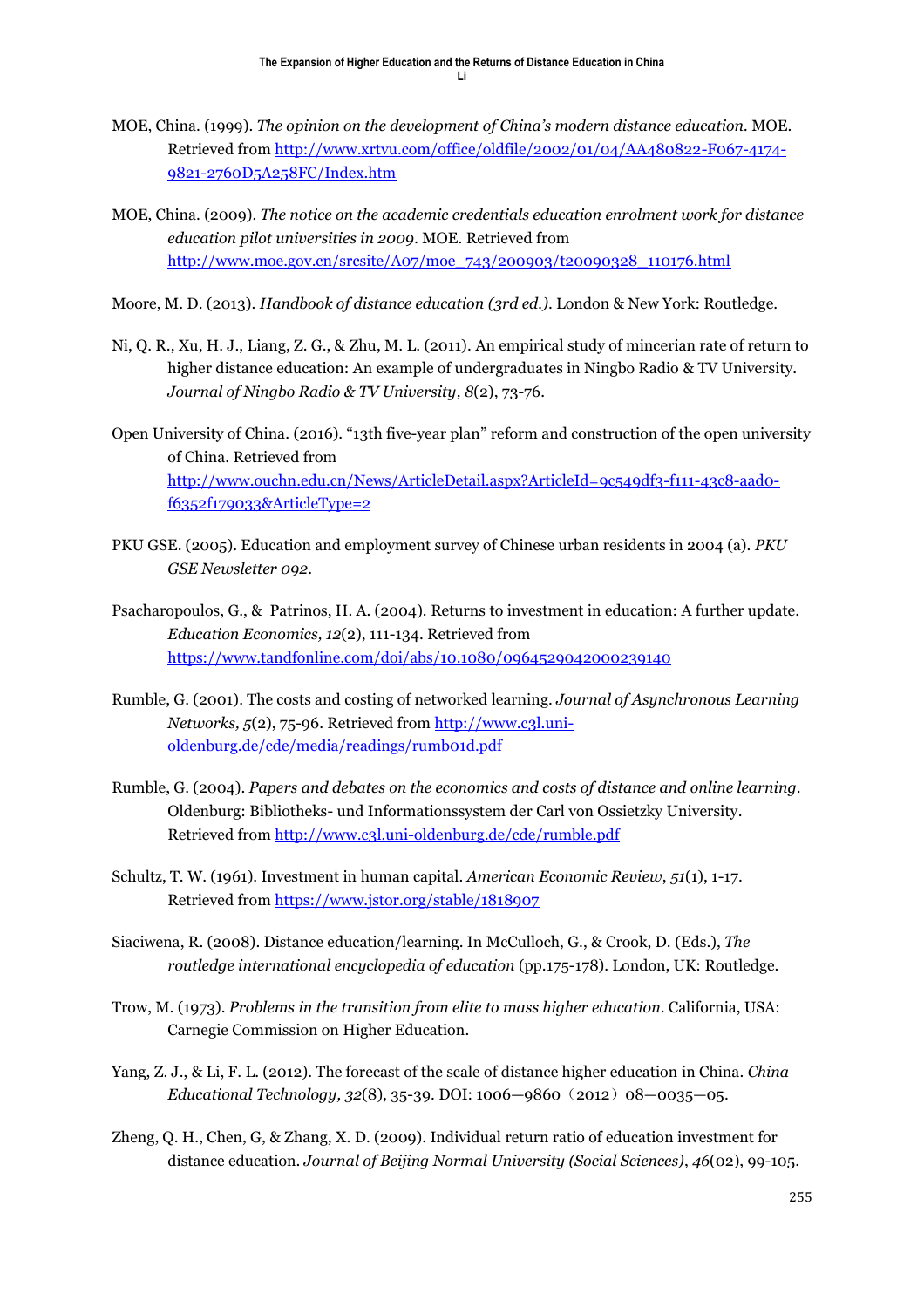MOE, China. (1999). *The opinion on the development of China's modern distance education*. MOE. Retrieved from http://www.xrtvu.com/office/oldfile/2002/01/04/AA480822-F067-4174-9821-2760D5A258FC/Index.htm

MOE, China. (2009). *The notice on the academic credentials education enrolment work for distance education pilot universities in 2009*. MOE. Retrieved from http://www.moe.gov.cn/srcsite/A07/moe_743/200903/t20090328_110176.html

Moore, M. D. (2013). *Handbook of distance education (3rd ed.)*. London & New York: Routledge.

Ni, Q. R., Xu, H. J., Liang, Z. G., & Zhu, M. L. (2011). An empirical study of mincerian rate of return to higher distance education: An example of undergraduates in Ningbo Radio & TV University. *Journal of Ningbo Radio & TV University, 8*(2), 73-76.

Open University of China. (2016). "13th five-year plan" reform and construction of the open university of China. Retrieved from http://www.ouchn.edu.cn/News/ArticleDetail.aspx?ArticleId=9c549df3-f111-43c8-aad0-f6352f179033&ArticleType=2

PKU GSE. (2005). Education and employment survey of Chinese urban residents in 2004 (a). *PKU GSE Newsletter 092*.

Psacharopoulos, G., & Patrinos, H. A. (2004). Returns to investment in education: A further update. *Education Economics, 12*(2), 111-134. Retrieved from https://www.tandfonline.com/doi/abs/10.1080/0964529042000239140

Rumble, G. (2001). The costs and costing of networked learning. *Journal of Asynchronous Learning Networks, 5*(2), 75-96. Retrieved from http://www.c3l.uni-oldenburg.de/cde/media/readings/rumb01d.pdf

Rumble, G. (2004). *Papers and debates on the economics and costs of distance and online learning*. Oldenburg: Bibliotheks- und Informationssystem der Carl von Ossietzky University. Retrieved from http://www.c3l.uni-oldenburg.de/cde/rumble.pdf

Schultz, T. W. (1961). Investment in human capital. *American Economic Review*, *51*(1), 1-17. Retrieved from https://www.jstor.org/stable/1818907

Siaciwena, R. (2008). Distance education/learning. In McCulloch, G., & Crook, D. (Eds.), *The routledge international encyclopedia of education* (pp.175-178). London, UK: Routledge.

Trow, M. (1973). *Problems in the transition from elite to mass higher education*. California, USA: Carnegie Commission on Higher Education.

Yang, Z. J., & Li, F. L. (2012). The forecast of the scale of distance higher education in China. *China Educational Technology, 32*(8), 35-39. DOI: 1006—9860（2012）08—0035—05.

Zheng, Q. H., Chen, G, & Zhang, X. D. (2009). Individual return ratio of education investment for distance education. *Journal of Beijing Normal University (Social Sciences)*, *46*(02), 99-105.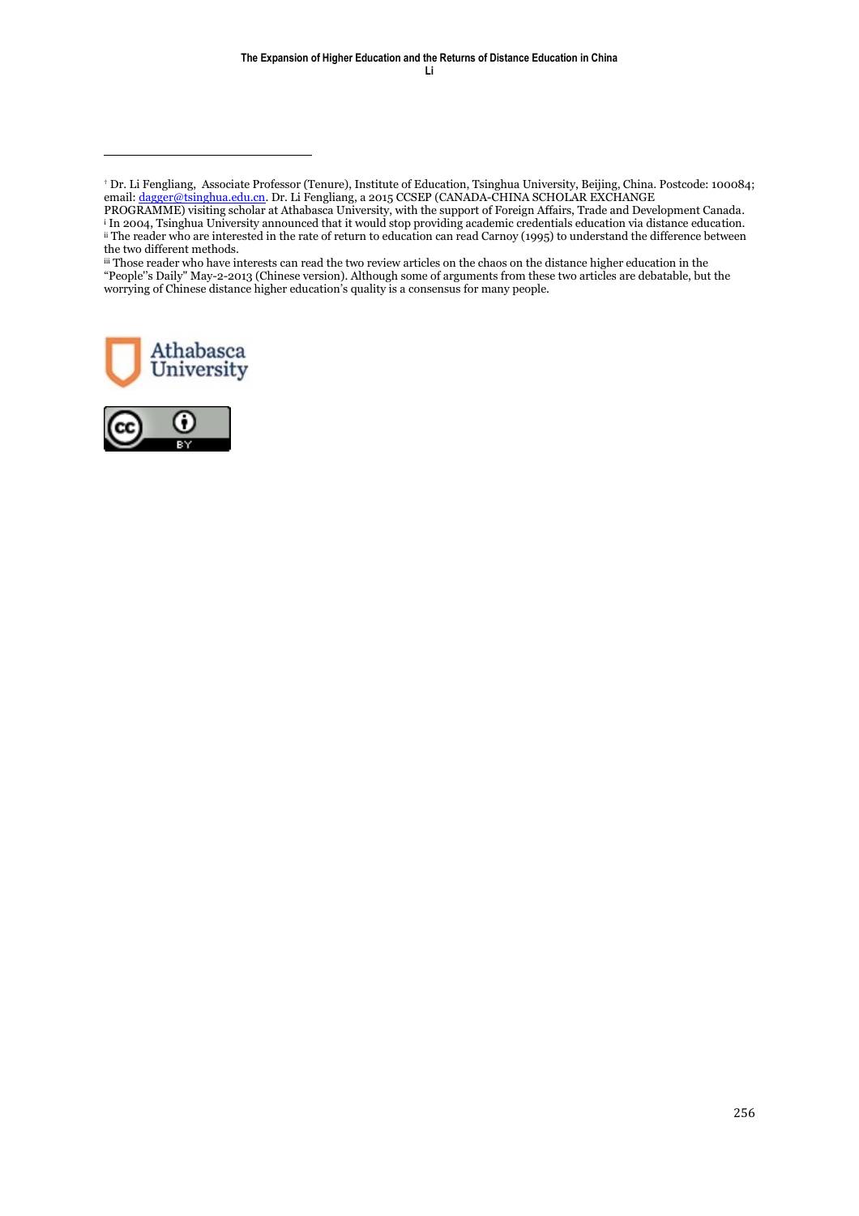[†] Dr. Li Fengliang, Associate Professor (Tenure), Institute of Education, Tsinghua University, Beijing, China. Postcode: 100084; email: dagger@tsinghua.edu.cn. Dr. Li Fengliang, a 2015 CCSEP (CANADA-CHINA SCHOLAR EXCHANGE PROGRAMME) visiting scholar at Athabasca University, with the support of Foreign Affairs, Trade and Development Canada.

[i] In 2004, Tsinghua University announced that it would stop providing academic credentials education via distance education.

[ii] The reader who are interested in the rate of return to education can read Carnoy (1995) to understand the difference between the two different methods.

[iii] Those reader who have interests can read the two review articles on the chaos on the distance higher education in the "People''s Daily" May-2-2013 (Chinese version). Although some of arguments from these two articles are debatable, but the worrying of Chinese distance higher education's quality is a consensus for many people.